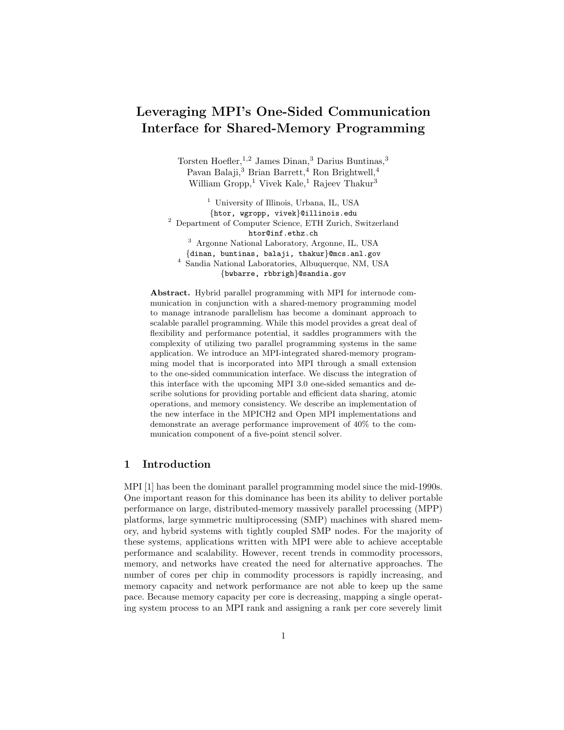# Leveraging MPI's One-Sided Communication Interface for Shared-Memory Programming

Torsten Hoefler,[1,2] James Dinan,[3] Darius Buntinas,[3] Pavan Balaji,[3] Brian Barrett,[4] Ron Brightwell,[4] William Gropp,[1] Vivek Kale,[1] Rajeev Thakur[3]

[1] University of Illinois, Urbana, IL, USA
{htor, wgropp, vivek}@illinois.edu

[2] Department of Computer Science, ETH Zurich, Switzerland
htor@inf.ethz.ch

[3] Argonne National Laboratory, Argonne, IL, USA
{dinan, buntinas, balaji, thakur}@mcs.anl.gov

[4] Sandia National Laboratories, Albuquerque, NM, USA
{bwbarre, rbbrigh}@sandia.gov

**Abstract.** Hybrid parallel programming with MPI for internode communication in conjunction with a shared-memory programming model to manage intranode parallelism has become a dominant approach to scalable parallel programming. While this model provides a great deal of flexibility and performance potential, it saddles programmers with the complexity of utilizing two parallel programming systems in the same application. We introduce an MPI-integrated shared-memory programming model that is incorporated into MPI through a small extension to the one-sided communication interface. We discuss the integration of this interface with the upcoming MPI 3.0 one-sided semantics and describe solutions for providing portable and efficient data sharing, atomic operations, and memory consistency. We describe an implementation of the new interface in the MPICH2 and Open MPI implementations and demonstrate an average performance improvement of 40% to the communication component of a five-point stencil solver.

## 1 Introduction

MPI [1] has been the dominant parallel programming model since the mid-1990s. One important reason for this dominance has been its ability to deliver portable performance on large, distributed-memory massively parallel processing (MPP) platforms, large symmetric multiprocessing (SMP) machines with shared memory, and hybrid systems with tightly coupled SMP nodes. For the majority of these systems, applications written with MPI were able to achieve acceptable performance and scalability. However, recent trends in commodity processors, memory, and networks have created the need for alternative approaches. The number of cores per chip in commodity processors is rapidly increasing, and memory capacity and network performance are not able to keep up the same pace. Because memory capacity per core is decreasing, mapping a single operating system process to an MPI rank and assigning a rank per core severely limit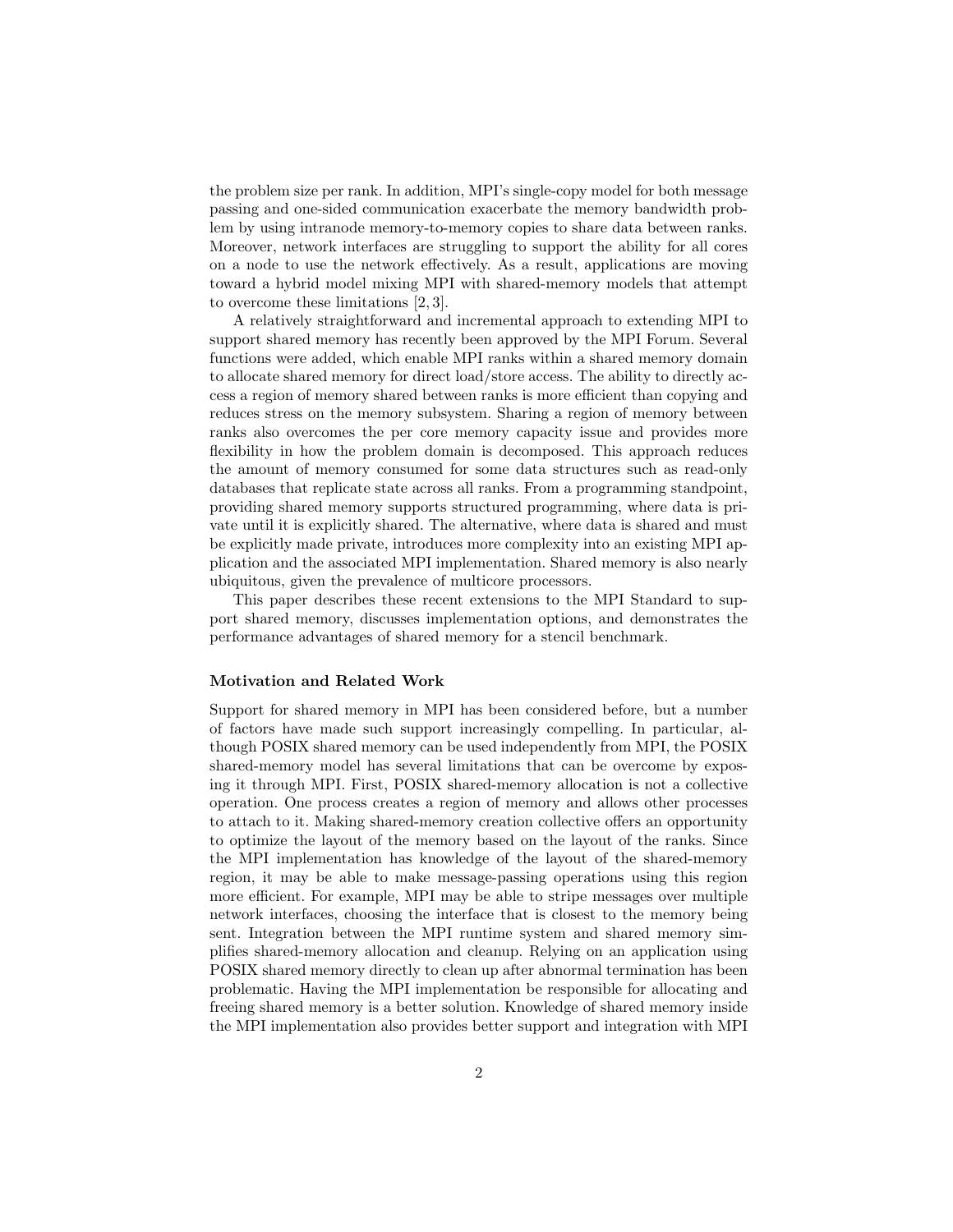the problem size per rank. In addition, MPI's single-copy model for both message passing and one-sided communication exacerbate the memory bandwidth problem by using intranode memory-to-memory copies to share data between ranks. Moreover, network interfaces are struggling to support the ability for all cores on a node to use the network effectively. As a result, applications are moving toward a hybrid model mixing MPI with shared-memory models that attempt to overcome these limitations [2, 3].

A relatively straightforward and incremental approach to extending MPI to support shared memory has recently been approved by the MPI Forum. Several functions were added, which enable MPI ranks within a shared memory domain to allocate shared memory for direct load/store access. The ability to directly access a region of memory shared between ranks is more efficient than copying and reduces stress on the memory subsystem. Sharing a region of memory between ranks also overcomes the per core memory capacity issue and provides more flexibility in how the problem domain is decomposed. This approach reduces the amount of memory consumed for some data structures such as read-only databases that replicate state across all ranks. From a programming standpoint, providing shared memory supports structured programming, where data is private until it is explicitly shared. The alternative, where data is shared and must be explicitly made private, introduces more complexity into an existing MPI application and the associated MPI implementation. Shared memory is also nearly ubiquitous, given the prevalence of multicore processors.

This paper describes these recent extensions to the MPI Standard to support shared memory, discusses implementation options, and demonstrates the performance advantages of shared memory for a stencil benchmark.

### Motivation and Related Work

Support for shared memory in MPI has been considered before, but a number of factors have made such support increasingly compelling. In particular, although POSIX shared memory can be used independently from MPI, the POSIX shared-memory model has several limitations that can be overcome by exposing it through MPI. First, POSIX shared-memory allocation is not a collective operation. One process creates a region of memory and allows other processes to attach to it. Making shared-memory creation collective offers an opportunity to optimize the layout of the memory based on the layout of the ranks. Since the MPI implementation has knowledge of the layout of the shared-memory region, it may be able to make message-passing operations using this region more efficient. For example, MPI may be able to stripe messages over multiple network interfaces, choosing the interface that is closest to the memory being sent. Integration between the MPI runtime system and shared memory simplifies shared-memory allocation and cleanup. Relying on an application using POSIX shared memory directly to clean up after abnormal termination has been problematic. Having the MPI implementation be responsible for allocating and freeing shared memory is a better solution. Knowledge of shared memory inside the MPI implementation also provides better support and integration with MPI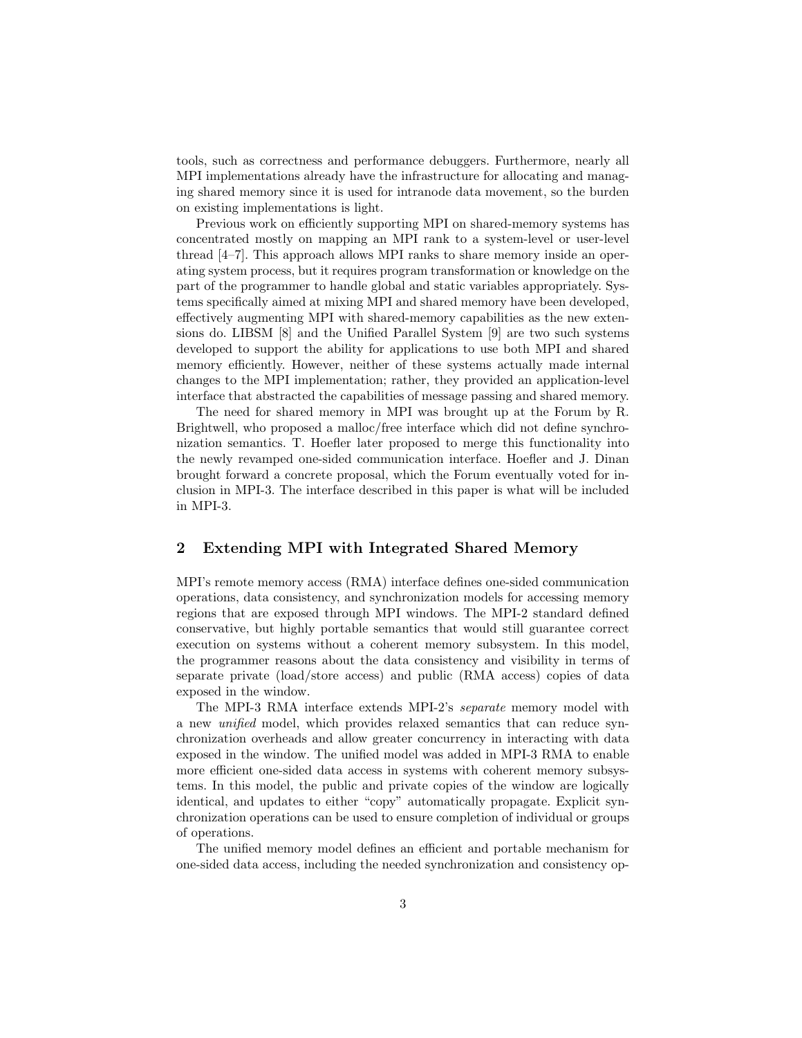tools, such as correctness and performance debuggers. Furthermore, nearly all MPI implementations already have the infrastructure for allocating and managing shared memory since it is used for intranode data movement, so the burden on existing implementations is light.

Previous work on efficiently supporting MPI on shared-memory systems has concentrated mostly on mapping an MPI rank to a system-level or user-level thread [4–7]. This approach allows MPI ranks to share memory inside an operating system process, but it requires program transformation or knowledge on the part of the programmer to handle global and static variables appropriately. Systems specifically aimed at mixing MPI and shared memory have been developed, effectively augmenting MPI with shared-memory capabilities as the new extensions do. LIBSM [8] and the Unified Parallel System [9] are two such systems developed to support the ability for applications to use both MPI and shared memory efficiently. However, neither of these systems actually made internal changes to the MPI implementation; rather, they provided an application-level interface that abstracted the capabilities of message passing and shared memory.

The need for shared memory in MPI was brought up at the Forum by R. Brightwell, who proposed a malloc/free interface which did not define synchronization semantics. T. Hoefler later proposed to merge this functionality into the newly revamped one-sided communication interface. Hoefler and J. Dinan brought forward a concrete proposal, which the Forum eventually voted for inclusion in MPI-3. The interface described in this paper is what will be included in MPI-3.

## 2 Extending MPI with Integrated Shared Memory

MPI's remote memory access (RMA) interface defines one-sided communication operations, data consistency, and synchronization models for accessing memory regions that are exposed through MPI windows. The MPI-2 standard defined conservative, but highly portable semantics that would still guarantee correct execution on systems without a coherent memory subsystem. In this model, the programmer reasons about the data consistency and visibility in terms of separate private (load/store access) and public (RMA access) copies of data exposed in the window.

The MPI-3 RMA interface extends MPI-2's *separate* memory model with a new *unified* model, which provides relaxed semantics that can reduce synchronization overheads and allow greater concurrency in interacting with data exposed in the window. The unified model was added in MPI-3 RMA to enable more efficient one-sided data access in systems with coherent memory subsystems. In this model, the public and private copies of the window are logically identical, and updates to either "copy" automatically propagate. Explicit synchronization operations can be used to ensure completion of individual or groups of operations.

The unified memory model defines an efficient and portable mechanism for one-sided data access, including the needed synchronization and consistency op-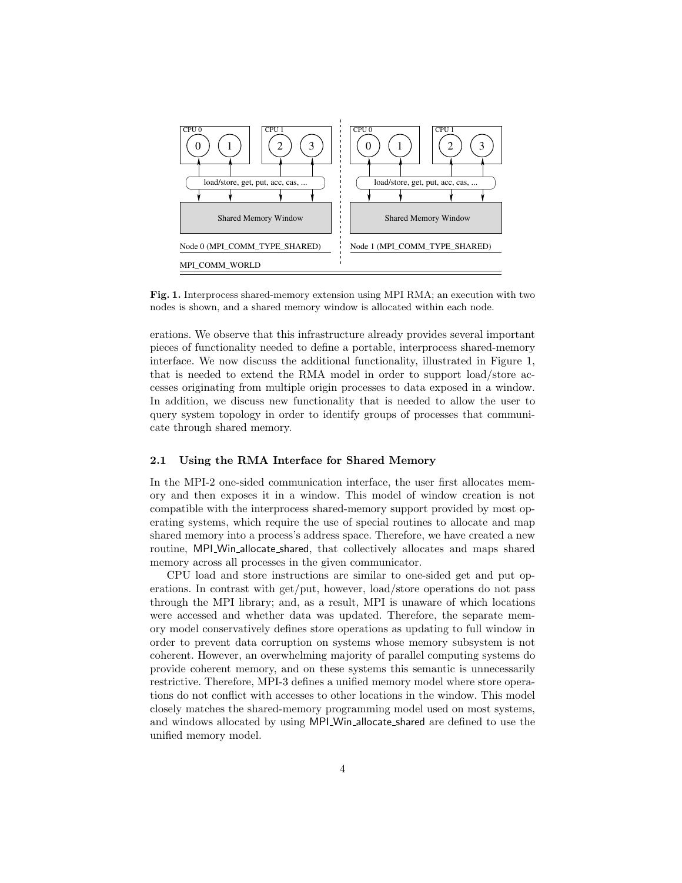Fig. 1. Interprocess shared-memory extension using MPI RMA; an execution with two nodes is shown, and a shared memory window is allocated within each node.

erations. We observe that this infrastructure already provides several important pieces of functionality needed to define a portable, interprocess shared-memory interface. We now discuss the additional functionality, illustrated in Figure 1, that is needed to extend the RMA model in order to support load/store accesses originating from multiple origin processes to data exposed in a window. In addition, we discuss new functionality that is needed to allow the user to query system topology in order to identify groups of processes that communicate through shared memory.

### 2.1 Using the RMA Interface for Shared Memory

In the MPI-2 one-sided communication interface, the user first allocates memory and then exposes it in a window. This model of window creation is not compatible with the interprocess shared-memory support provided by most operating systems, which require the use of special routines to allocate and map shared memory into a process's address space. Therefore, we have created a new routine, MPI_Win_allocate_shared, that collectively allocates and maps shared memory across all processes in the given communicator.

CPU load and store instructions are similar to one-sided get and put operations. In contrast with get/put, however, load/store operations do not pass through the MPI library; and, as a result, MPI is unaware of which locations were accessed and whether data was updated. Therefore, the separate memory model conservatively defines store operations as updating to full window in order to prevent data corruption on systems whose memory subsystem is not coherent. However, an overwhelming majority of parallel computing systems do provide coherent memory, and on these systems this semantic is unnecessarily restrictive. Therefore, MPI-3 defines a unified memory model where store operations do not conflict with accesses to other locations in the window. This model closely matches the shared-memory programming model used on most systems, and windows allocated by using MPI_Win_allocate_shared are defined to use the unified memory model.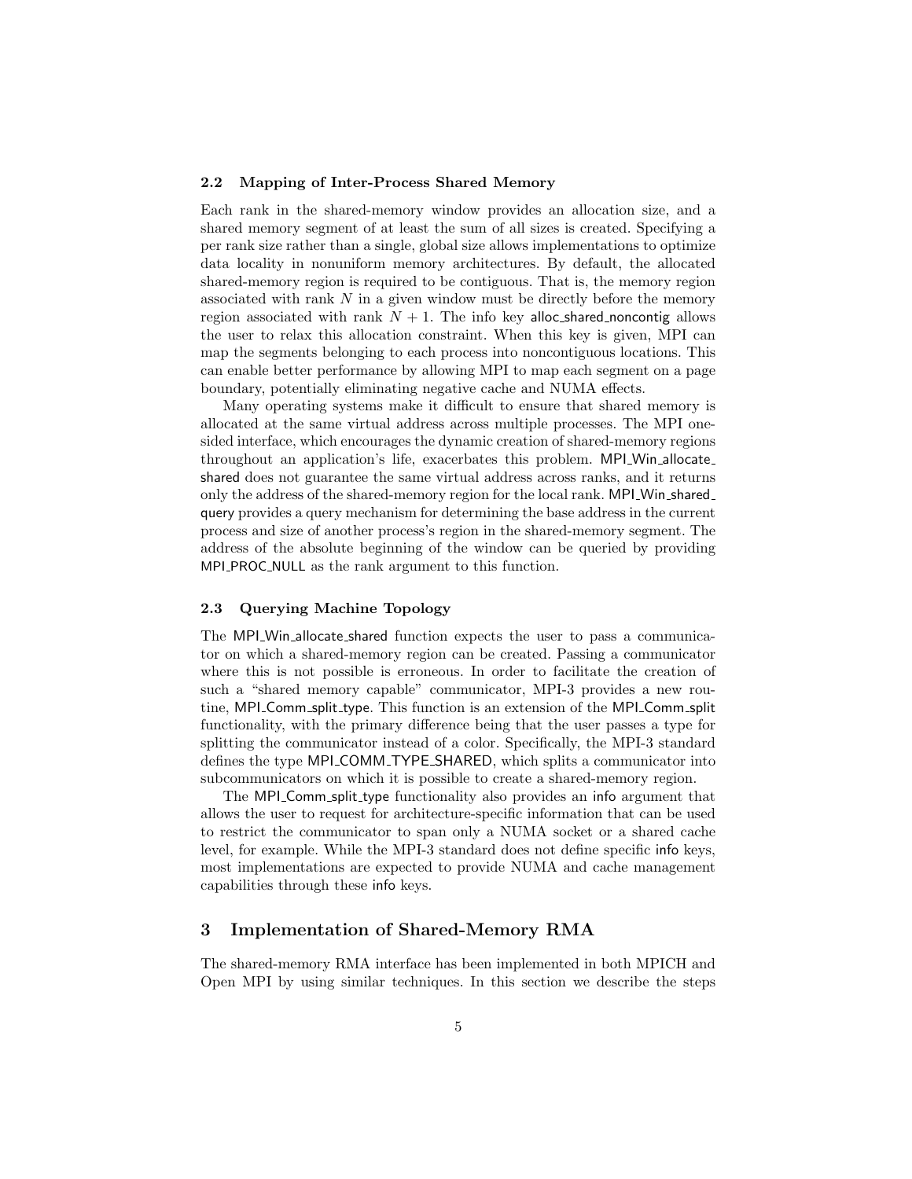### 2.2 Mapping of Inter-Process Shared Memory

Each rank in the shared-memory window provides an allocation size, and a shared memory segment of at least the sum of all sizes is created. Specifying a per rank size rather than a single, global size allows implementations to optimize data locality in nonuniform memory architectures. By default, the allocated shared-memory region is required to be contiguous. That is, the memory region associated with rank $N$ in a given window must be directly before the memory region associated with rank $N + 1$. The info key alloc_shared_noncontig allows the user to relax this allocation constraint. When this key is given, MPI can map the segments belonging to each process into noncontiguous locations. This can enable better performance by allowing MPI to map each segment on a page boundary, potentially eliminating negative cache and NUMA effects.

Many operating systems make it difficult to ensure that shared memory is allocated at the same virtual address across multiple processes. The MPI one-sided interface, which encourages the dynamic creation of shared-memory regions throughout an application's life, exacerbates this problem. MPI_Win_allocate_shared does not guarantee the same virtual address across ranks, and it returns only the address of the shared-memory region for the local rank. MPI_Win_shared_query provides a query mechanism for determining the base address in the current process and size of another process's region in the shared-memory segment. The address of the absolute beginning of the window can be queried by providing MPI_PROC_NULL as the rank argument to this function.

### 2.3 Querying Machine Topology

The MPI_Win_allocate_shared function expects the user to pass a communicator on which a shared-memory region can be created. Passing a communicator where this is not possible is erroneous. In order to facilitate the creation of such a "shared memory capable" communicator, MPI-3 provides a new routine, MPI_Comm_split_type. This function is an extension of the MPI_Comm_split functionality, with the primary difference being that the user passes a type for splitting the communicator instead of a color. Specifically, the MPI-3 standard defines the type MPI_COMM_TYPE_SHARED, which splits a communicator into subcommunicators on which it is possible to create a shared-memory region.

The MPI_Comm_split_type functionality also provides an info argument that allows the user to request for architecture-specific information that can be used to restrict the communicator to span only a NUMA socket or a shared cache level, for example. While the MPI-3 standard does not define specific info keys, most implementations are expected to provide NUMA and cache management capabilities through these info keys.

## 3 Implementation of Shared-Memory RMA

The shared-memory RMA interface has been implemented in both MPICH and Open MPI by using similar techniques. In this section we describe the steps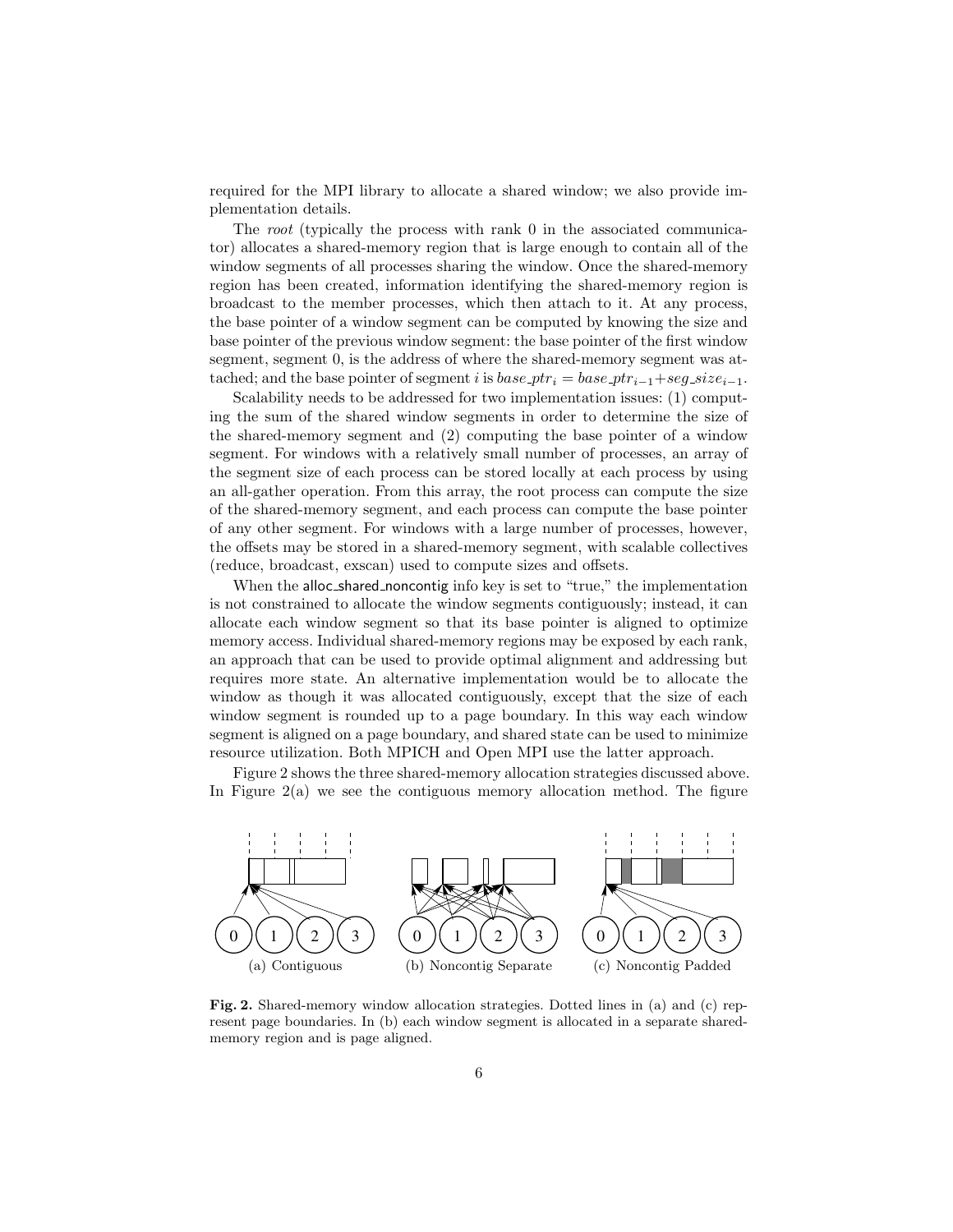required for the MPI library to allocate a shared window; we also provide implementation details.

The *root* (typically the process with rank 0 in the associated communicator) allocates a shared-memory region that is large enough to contain all of the window segments of all processes sharing the window. Once the shared-memory region has been created, information identifying the shared-memory region is broadcast to the member processes, which then attach to it. At any process, the base pointer of a window segment can be computed by knowing the size and base pointer of the previous window segment: the base pointer of the first window segment, segment 0, is the address of where the shared-memory segment was attached; and the base pointer of segment $i$ is $base\_ptr_i = base\_ptr_{i-1} + seg\_size_{i-1}$.

Scalability needs to be addressed for two implementation issues: (1) computing the sum of the shared window segments in order to determine the size of the shared-memory segment and (2) computing the base pointer of a window segment. For windows with a relatively small number of processes, an array of the segment size of each process can be stored locally at each process by using an all-gather operation. From this array, the root process can compute the size of the shared-memory segment, and each process can compute the base pointer of any other segment. For windows with a large number of processes, however, the offsets may be stored in a shared-memory segment, with scalable collectives (reduce, broadcast, exscan) used to compute sizes and offsets.

When the alloc_shared_noncontig info key is set to "true," the implementation is not constrained to allocate the window segments contiguously; instead, it can allocate each window segment so that its base pointer is aligned to optimize memory access. Individual shared-memory regions may be exposed by each rank, an approach that can be used to provide optimal alignment and addressing but requires more state. An alternative implementation would be to allocate the window as though it was allocated contiguously, except that the size of each window segment is rounded up to a page boundary. In this way each window segment is aligned on a page boundary, and shared state can be used to minimize resource utilization. Both MPICH and Open MPI use the latter approach.

Figure 2 shows the three shared-memory allocation strategies discussed above. In Figure 2(a) we see the contiguous memory allocation method. The figure

0 1 2 3
(a) Contiguous

0 1 2 3
(b) Noncontig Separate

0 1 2 3
(c) Noncontig Padded

**Fig. 2.** Shared-memory window allocation strategies. Dotted lines in (a) and (c) represent page boundaries. In (b) each window segment is allocated in a separate shared-memory region and is page aligned.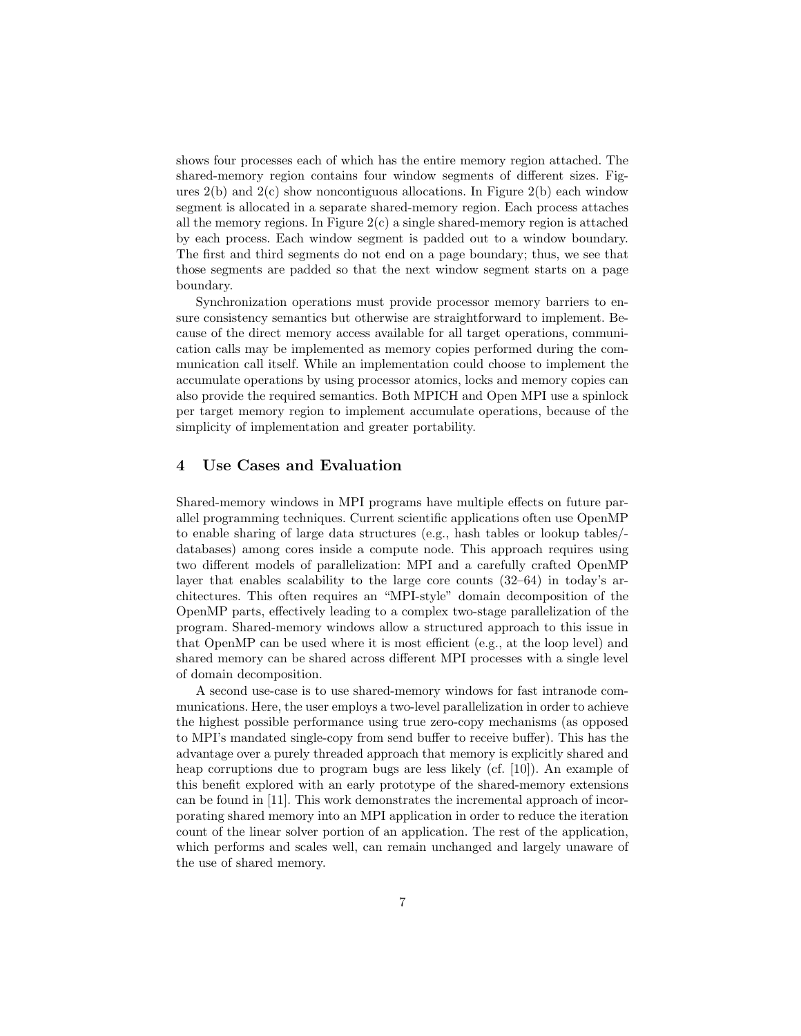shows four processes each of which has the entire memory region attached. The shared-memory region contains four window segments of different sizes. Figures 2(b) and 2(c) show noncontiguous allocations. In Figure 2(b) each window segment is allocated in a separate shared-memory region. Each process attaches all the memory regions. In Figure 2(c) a single shared-memory region is attached by each process. Each window segment is padded out to a window boundary. The first and third segments do not end on a page boundary; thus, we see that those segments are padded so that the next window segment starts on a page boundary.

Synchronization operations must provide processor memory barriers to ensure consistency semantics but otherwise are straightforward to implement. Because of the direct memory access available for all target operations, communication calls may be implemented as memory copies performed during the communication call itself. While an implementation could choose to implement the accumulate operations by using processor atomics, locks and memory copies can also provide the required semantics. Both MPICH and Open MPI use a spinlock per target memory region to implement accumulate operations, because of the simplicity of implementation and greater portability.

## 4 Use Cases and Evaluation

Shared-memory windows in MPI programs have multiple effects on future parallel programming techniques. Current scientific applications often use OpenMP to enable sharing of large data structures (e.g., hash tables or lookup tables/-databases) among cores inside a compute node. This approach requires using two different models of parallelization: MPI and a carefully crafted OpenMP layer that enables scalability to the large core counts (32–64) in today's architectures. This often requires an "MPI-style" domain decomposition of the OpenMP parts, effectively leading to a complex two-stage parallelization of the program. Shared-memory windows allow a structured approach to this issue in that OpenMP can be used where it is most efficient (e.g., at the loop level) and shared memory can be shared across different MPI processes with a single level of domain decomposition.

A second use-case is to use shared-memory windows for fast intranode communications. Here, the user employs a two-level parallelization in order to achieve the highest possible performance using true zero-copy mechanisms (as opposed to MPI's mandated single-copy from send buffer to receive buffer). This has the advantage over a purely threaded approach that memory is explicitly shared and heap corruptions due to program bugs are less likely (cf. [10]). An example of this benefit explored with an early prototype of the shared-memory extensions can be found in [11]. This work demonstrates the incremental approach of incorporating shared memory into an MPI application in order to reduce the iteration count of the linear solver portion of an application. The rest of the application, which performs and scales well, can remain unchanged and largely unaware of the use of shared memory.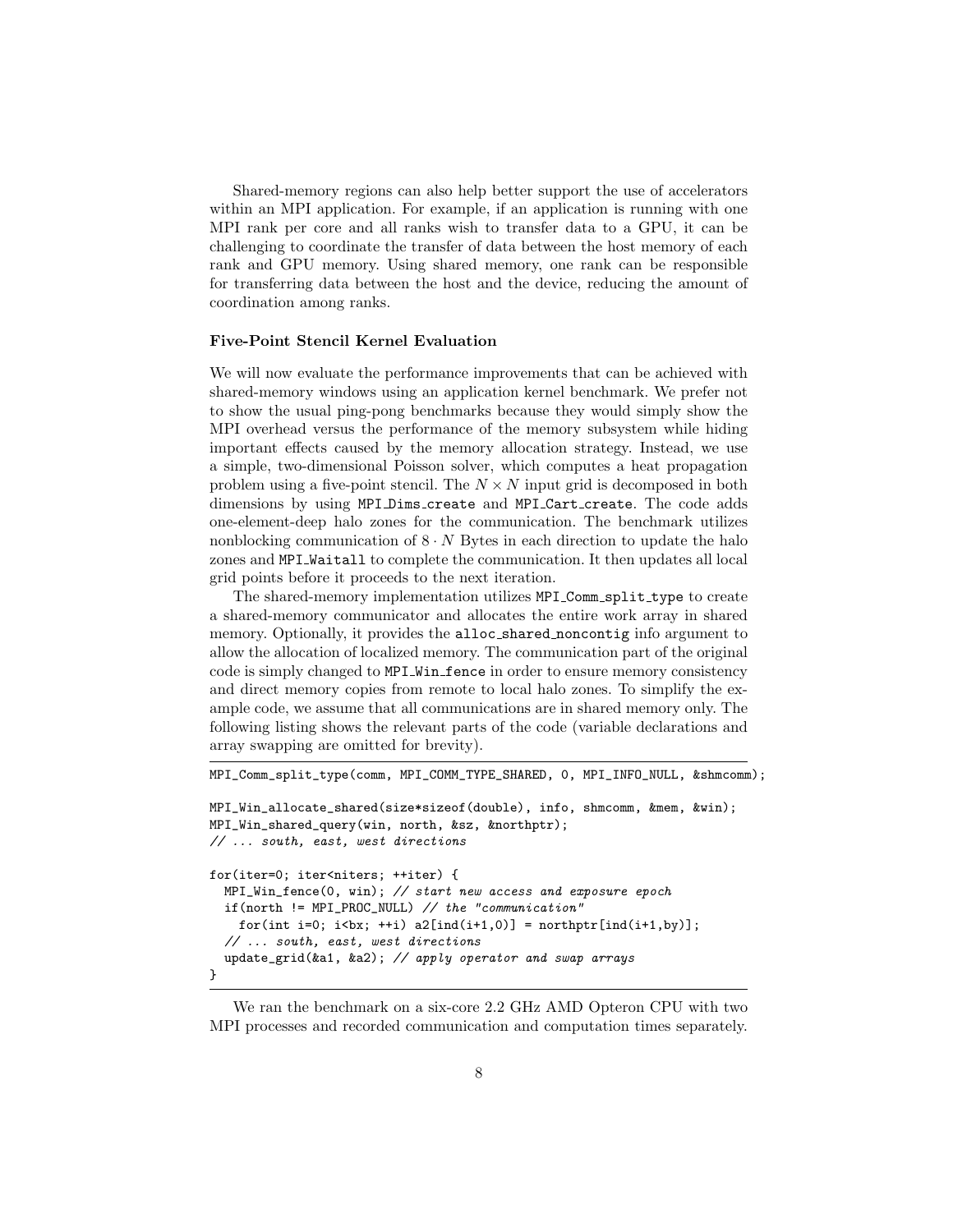Shared-memory regions can also help better support the use of accelerators within an MPI application. For example, if an application is running with one MPI rank per core and all ranks wish to transfer data to a GPU, it can be challenging to coordinate the transfer of data between the host memory of each rank and GPU memory. Using shared memory, one rank can be responsible for transferring data between the host and the device, reducing the amount of coordination among ranks.

### Five-Point Stencil Kernel Evaluation

We will now evaluate the performance improvements that can be achieved with shared-memory windows using an application kernel benchmark. We prefer not to show the usual ping-pong benchmarks because they would simply show the MPI overhead versus the performance of the memory subsystem while hiding important effects caused by the memory allocation strategy. Instead, we use a simple, two-dimensional Poisson solver, which computes a heat propagation problem using a five-point stencil. The $N \times N$ input grid is decomposed in both dimensions by using MPI_Dims_create and MPI_Cart_create. The code adds one-element-deep halo zones for the communication. The benchmark utilizes nonblocking communication of $8 \cdot N$ Bytes in each direction to update the halo zones and MPI_Waitall to complete the communication. It then updates all local grid points before it proceeds to the next iteration.

The shared-memory implementation utilizes MPI_Comm_split_type to create a shared-memory communicator and allocates the entire work array in shared memory. Optionally, it provides the alloc_shared_noncontig info argument to allow the allocation of localized memory. The communication part of the original code is simply changed to MPI_Win_fence in order to ensure memory consistency and direct memory copies from remote to local halo zones. To simplify the example code, we assume that all communications are in shared memory only. The following listing shows the relevant parts of the code (variable declarations and array swapping are omitted for brevity).

```
MPI_Comm_split_type(comm, MPI_COMM_TYPE_SHARED, 0, MPI_INFO_NULL, &shmcomm);

MPI_Win_allocate_shared(size*sizeof(double), info, shmcomm, &mem, &win);
MPI_Win_shared_query(win, north, &sz, &northptr);
// ... south, east, west directions

for(iter=0; iter<niters; ++iter) {
  MPI_Win_fence(0, win); // start new access and exposure epoch
  if(north != MPI_PROC_NULL) // the "communication"
    for(int i=0; i<bx; ++i) a2[ind(i+1,0)] = northptr[ind(i+1,by)];
  // ... south, east, west directions
  update_grid(&a1, &a2); // apply operator and swap arrays
}
```

We ran the benchmark on a six-core 2.2 GHz AMD Opteron CPU with two MPI processes and recorded communication and computation times separately.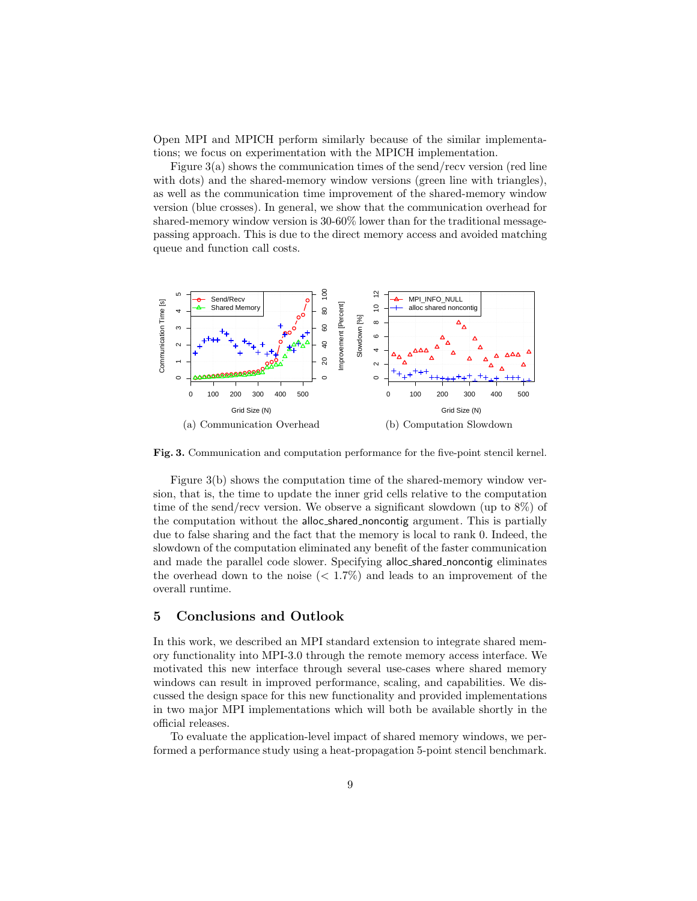Open MPI and MPICH perform similarly because of the similar implementations; we focus on experimentation with the MPICH implementation.

Figure 3(a) shows the communication times of the send/recv version (red line with dots) and the shared-memory window versions (green line with triangles), as well as the communication time improvement of the shared-memory window version (blue crosses). In general, we show that the communication overhead for shared-memory window version is 30-60% lower than for the traditional message-passing approach. This is due to the direct memory access and avoided matching queue and function call costs.

(a) Communication Overhead

(b) Computation Slowdown

**Fig. 3.** Communication and computation performance for the five-point stencil kernel.

Figure 3(b) shows the computation time of the shared-memory window version, that is, the time to update the inner grid cells relative to the computation time of the send/recv version. We observe a significant slowdown (up to 8%) of the computation without the alloc_shared_noncontig argument. This is partially due to false sharing and the fact that the memory is local to rank 0. Indeed, the slowdown of the computation eliminated any benefit of the faster communication and made the parallel code slower. Specifying alloc_shared_noncontig eliminates the overhead down to the noise (< 1.7%) and leads to an improvement of the overall runtime.

## 5 Conclusions and Outlook

In this work, we described an MPI standard extension to integrate shared memory functionality into MPI-3.0 through the remote memory access interface. We motivated this new interface through several use-cases where shared memory windows can result in improved performance, scaling, and capabilities. We discussed the design space for this new functionality and provided implementations in two major MPI implementations which will both be available shortly in the official releases.

To evaluate the application-level impact of shared memory windows, we performed a performance study using a heat-propagation 5-point stencil benchmark.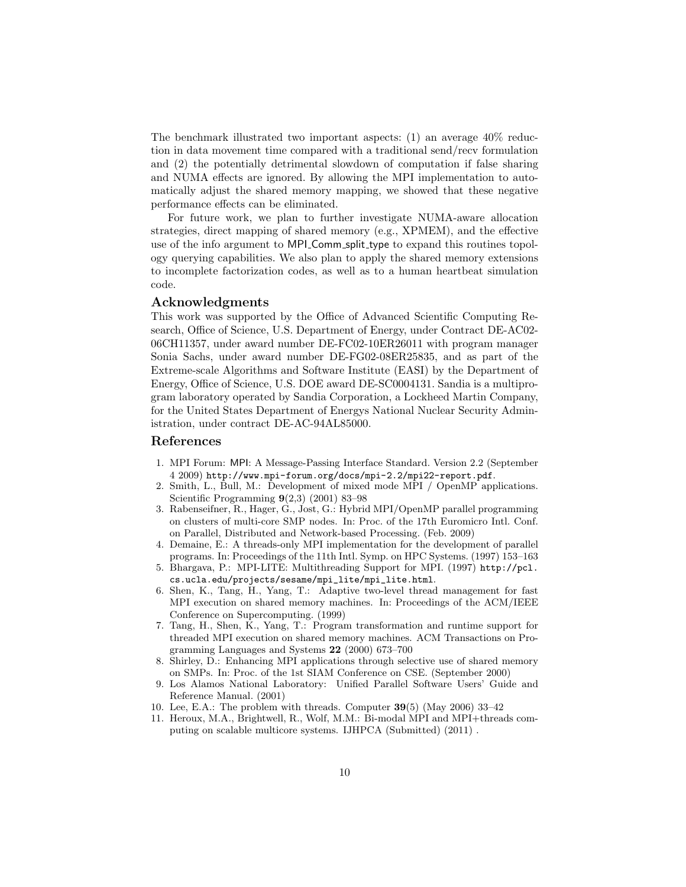The benchmark illustrated two important aspects: (1) an average 40% reduction in data movement time compared with a traditional send/recv formulation and (2) the potentially detrimental slowdown of computation if false sharing and NUMA effects are ignored. By allowing the MPI implementation to automatically adjust the shared memory mapping, we showed that these negative performance effects can be eliminated.

For future work, we plan to further investigate NUMA-aware allocation strategies, direct mapping of shared memory (e.g., XPMEM), and the effective use of the info argument to MPI_Comm_split_type to expand this routines topology querying capabilities. We also plan to apply the shared memory extensions to incomplete factorization codes, as well as to a human heartbeat simulation code.

## Acknowledgments

This work was supported by the Office of Advanced Scientific Computing Research, Office of Science, U.S. Department of Energy, under Contract DE-AC02-06CH11357, under award number DE-FC02-10ER26011 with program manager Sonia Sachs, under award number DE-FG02-08ER25835, and as part of the Extreme-scale Algorithms and Software Institute (EASI) by the Department of Energy, Office of Science, U.S. DOE award DE-SC0004131. Sandia is a multiprogram laboratory operated by Sandia Corporation, a Lockheed Martin Company, for the United States Department of Energys National Nuclear Security Administration, under contract DE-AC-94AL85000.

## References

1. MPI Forum: MPI: A Message-Passing Interface Standard. Version 2.2 (September 4 2009) http://www.mpi-forum.org/docs/mpi-2.2/mpi22-report.pdf.
2. Smith, L., Bull, M.: Development of mixed mode MPI / OpenMP applications. Scientific Programming **9**(2,3) (2001) 83–98
3. Rabenseifner, R., Hager, G., Jost, G.: Hybrid MPI/OpenMP parallel programming on clusters of multi-core SMP nodes. In: Proc. of the 17th Euromicro Intl. Conf. on Parallel, Distributed and Network-based Processing. (Feb. 2009)
4. Demaine, E.: A threads-only MPI implementation for the development of parallel programs. In: Proceedings of the 11th Intl. Symp. on HPC Systems. (1997) 153–163
5. Bhargava, P.: MPI-LITE: Multithreading Support for MPI. (1997) http://pcl.cs.ucla.edu/projects/sesame/mpi_lite/mpi_lite.html.
6. Shen, K., Tang, H., Yang, T.: Adaptive two-level thread management for fast MPI execution on shared memory machines. In: Proceedings of the ACM/IEEE Conference on Supercomputing. (1999)
7. Tang, H., Shen, K., Yang, T.: Program transformation and runtime support for threaded MPI execution on shared memory machines. ACM Transactions on Programming Languages and Systems **22** (2000) 673–700
8. Shirley, D.: Enhancing MPI applications through selective use of shared memory on SMPs. In: Proc. of the 1st SIAM Conference on CSE. (September 2000)
9. Los Alamos National Laboratory: Unified Parallel Software Users' Guide and Reference Manual. (2001)
10. Lee, E.A.: The problem with threads. Computer **39**(5) (May 2006) 33–42
11. Heroux, M.A., Brightwell, R., Wolf, M.M.: Bi-modal MPI and MPI+threads computing on scalable multicore systems. IJHPCA (Submitted) (2011) .